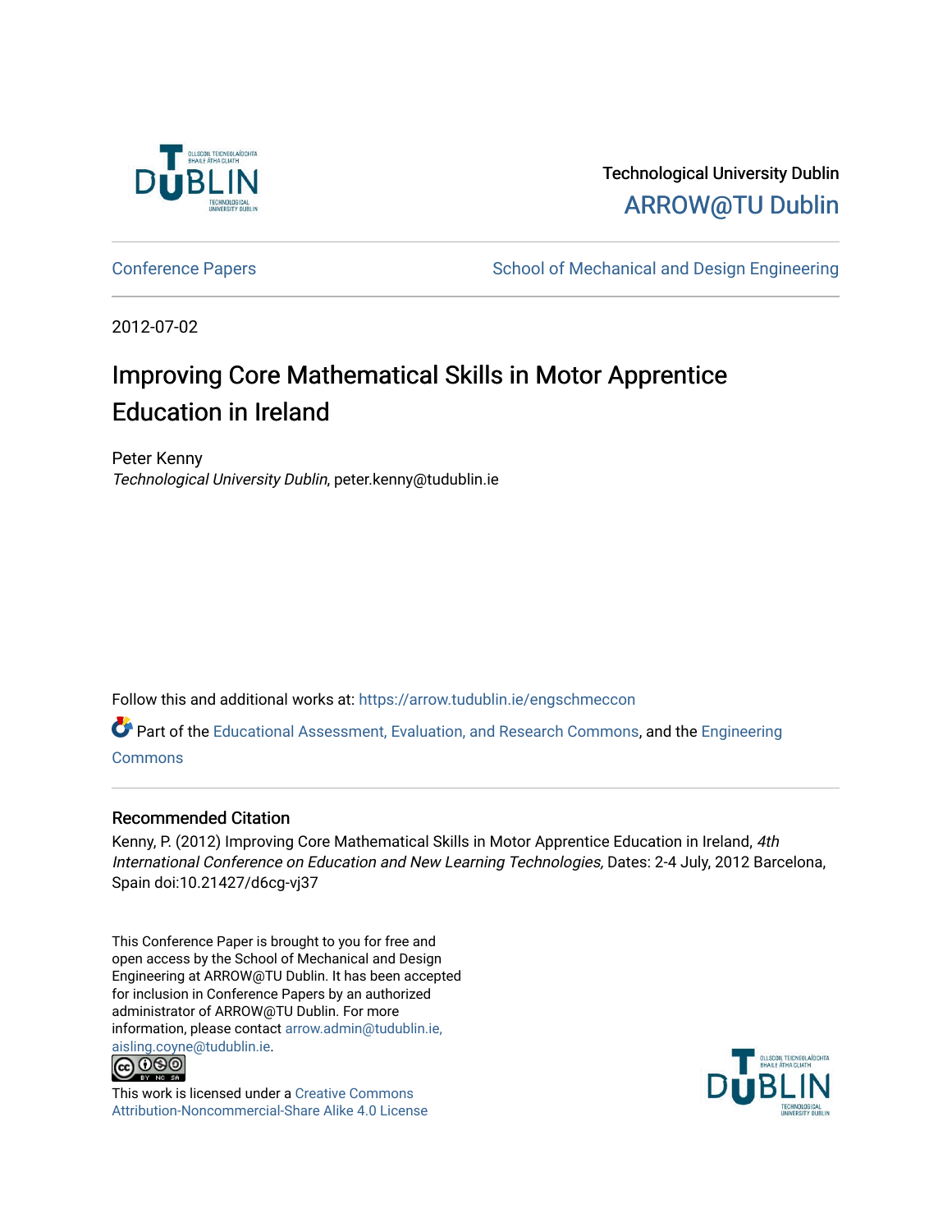Technological University Dublin

ARROW@TU Dublin

Conference Papers | School of Mechanical and Design Engineering

2012-07-02

# Improving Core Mathematical Skills in Motor Apprentice Education in Ireland

Peter Kenny

*Technological University Dublin*, peter.kenny@tudublin.ie

Follow this and additional works at: https://arrow.tudublin.ie/engschmeccon

Part of the Educational Assessment, Evaluation, and Research Commons, and the Engineering Commons

## Recommended Citation

Kenny, P. (2012) Improving Core Mathematical Skills in Motor Apprentice Education in Ireland, *4th International Conference on Education and New Learning Technologies,* Dates: 2-4 July, 2012 Barcelona, Spain doi:10.21427/d6cg-vj37

This Conference Paper is brought to you for free and open access by the School of Mechanical and Design Engineering at ARROW@TU Dublin. It has been accepted for inclusion in Conference Papers by an authorized administrator of ARROW@TU Dublin. For more information, please contact arrow.admin@tudublin.ie, aisling.coyne@tudublin.ie.

This work is licensed under a Creative Commons Attribution-Noncommercial-Share Alike 4.0 License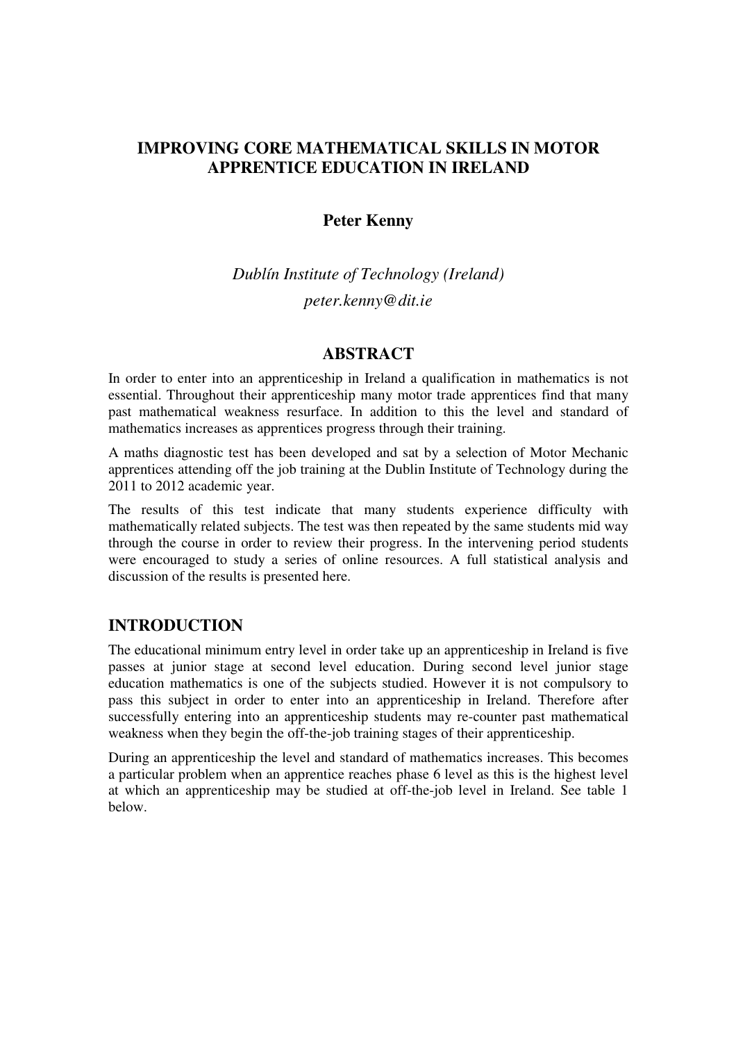# IMPROVING CORE MATHEMATICAL SKILLS IN MOTOR APPRENTICE EDUCATION IN IRELAND

**Peter Kenny**

*Dublín Institute of Technology (Ireland)*

*peter.kenny@dit.ie*

## ABSTRACT

In order to enter into an apprenticeship in Ireland a qualification in mathematics is not essential. Throughout their apprenticeship many motor trade apprentices find that many past mathematical weakness resurface. In addition to this the level and standard of mathematics increases as apprentices progress through their training.

A maths diagnostic test has been developed and sat by a selection of Motor Mechanic apprentices attending off the job training at the Dublin Institute of Technology during the 2011 to 2012 academic year.

The results of this test indicate that many students experience difficulty with mathematically related subjects. The test was then repeated by the same students mid way through the course in order to review their progress. In the intervening period students were encouraged to study a series of online resources. A full statistical analysis and discussion of the results is presented here.

## INTRODUCTION

The educational minimum entry level in order take up an apprenticeship in Ireland is five passes at junior stage at second level education. During second level junior stage education mathematics is one of the subjects studied. However it is not compulsory to pass this subject in order to enter into an apprenticeship in Ireland. Therefore after successfully entering into an apprenticeship students may re-counter past mathematical weakness when they begin the off-the-job training stages of their apprenticeship.

During an apprenticeship the level and standard of mathematics increases. This becomes a particular problem when an apprentice reaches phase 6 level as this is the highest level at which an apprenticeship may be studied at off-the-job level in Ireland. See table 1 below.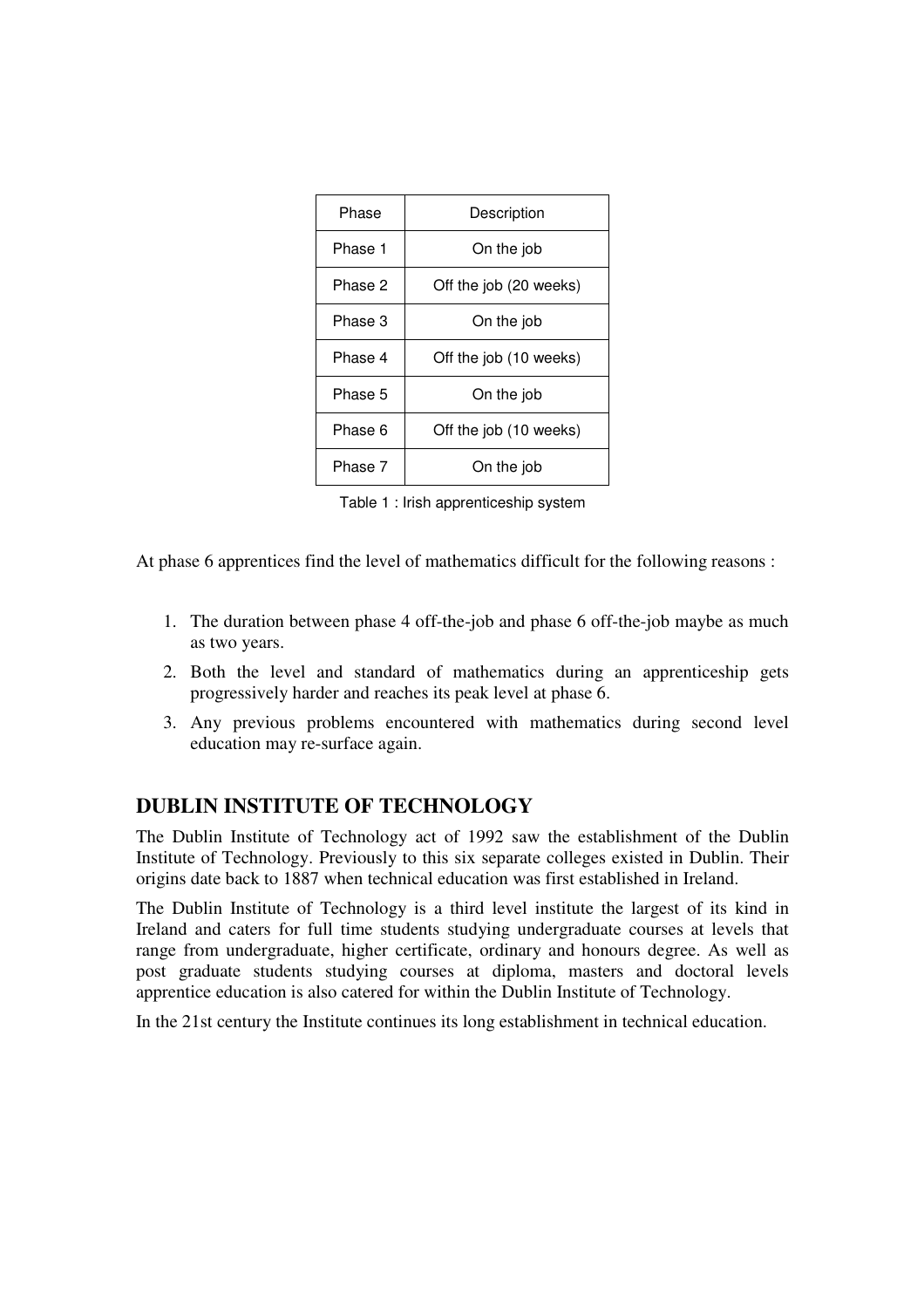| Phase | Description |
|---|---|
| Phase 1 | On the job |
| Phase 2 | Off the job (20 weeks) |
| Phase 3 | On the job |
| Phase 4 | Off the job (10 weeks) |
| Phase 5 | On the job |
| Phase 6 | Off the job (10 weeks) |
| Phase 7 | On the job |

Table 1 : Irish apprenticeship system

At phase 6 apprentices find the level of mathematics difficult for the following reasons :

1. The duration between phase 4 off-the-job and phase 6 off-the-job maybe as much as two years.
2. Both the level and standard of mathematics during an apprenticeship gets progressively harder and reaches its peak level at phase 6.
3. Any previous problems encountered with mathematics during second level education may re-surface again.

## DUBLIN INSTITUTE OF TECHNOLOGY

The Dublin Institute of Technology act of 1992 saw the establishment of the Dublin Institute of Technology. Previously to this six separate colleges existed in Dublin. Their origins date back to 1887 when technical education was first established in Ireland.

The Dublin Institute of Technology is a third level institute the largest of its kind in Ireland and caters for full time students studying undergraduate courses at levels that range from undergraduate, higher certificate, ordinary and honours degree. As well as post graduate students studying courses at diploma, masters and doctoral levels apprentice education is also catered for within the Dublin Institute of Technology.

In the 21st century the Institute continues its long establishment in technical education.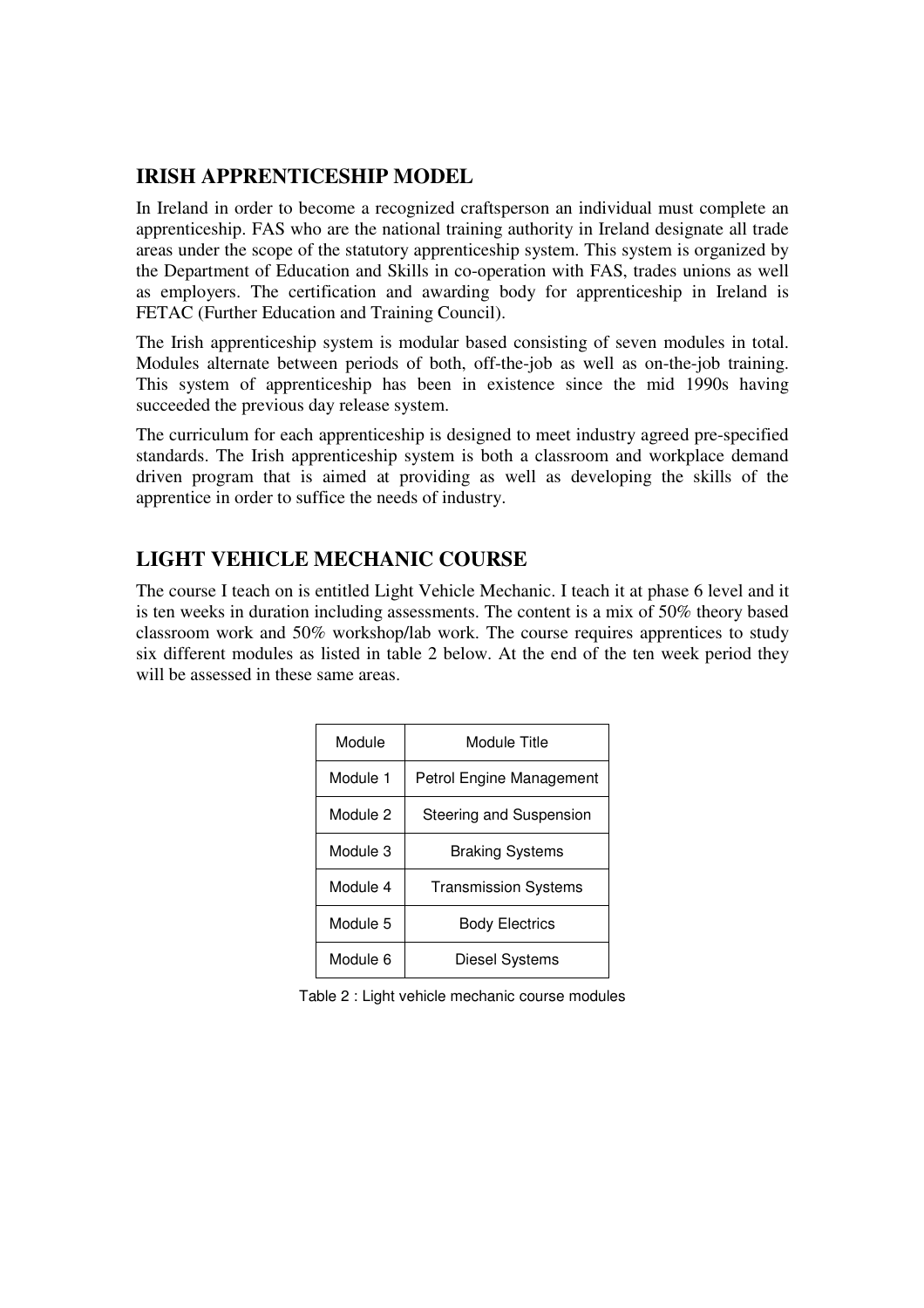## IRISH APPRENTICESHIP MODEL

In Ireland in order to become a recognized craftsperson an individual must complete an apprenticeship. FAS who are the national training authority in Ireland designate all trade areas under the scope of the statutory apprenticeship system. This system is organized by the Department of Education and Skills in co-operation with FAS, trades unions as well as employers. The certification and awarding body for apprenticeship in Ireland is FETAC (Further Education and Training Council).

The Irish apprenticeship system is modular based consisting of seven modules in total. Modules alternate between periods of both, off-the-job as well as on-the-job training. This system of apprenticeship has been in existence since the mid 1990s having succeeded the previous day release system.

The curriculum for each apprenticeship is designed to meet industry agreed pre-specified standards. The Irish apprenticeship system is both a classroom and workplace demand driven program that is aimed at providing as well as developing the skills of the apprentice in order to suffice the needs of industry.

## LIGHT VEHICLE MECHANIC COURSE

The course I teach on is entitled Light Vehicle Mechanic. I teach it at phase 6 level and it is ten weeks in duration including assessments. The content is a mix of 50% theory based classroom work and 50% workshop/lab work. The course requires apprentices to study six different modules as listed in table 2 below. At the end of the ten week period they will be assessed in these same areas.

| Module | Module Title |
|---|---|
| Module 1 | Petrol Engine Management |
| Module 2 | Steering and Suspension |
| Module 3 | Braking Systems |
| Module 4 | Transmission Systems |
| Module 5 | Body Electrics |
| Module 6 | Diesel Systems |

Table 2 : Light vehicle mechanic course modules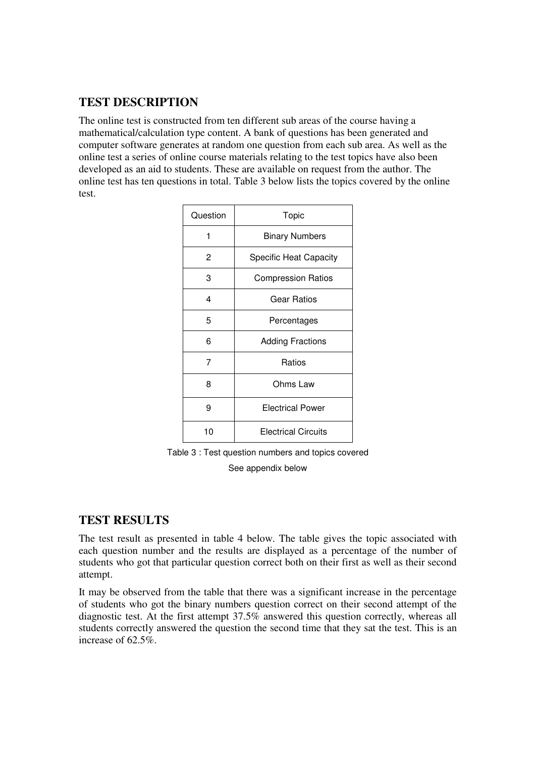## TEST DESCRIPTION

The online test is constructed from ten different sub areas of the course having a mathematical/calculation type content. A bank of questions has been generated and computer software generates at random one question from each sub area. As well as the online test a series of online course materials relating to the test topics have also been developed as an aid to students. These are available on request from the author. The online test has ten questions in total. Table 3 below lists the topics covered by the online test.

| Question | Topic |
|---|---|
| 1 | Binary Numbers |
| 2 | Specific Heat Capacity |
| 3 | Compression Ratios |
| 4 | Gear Ratios |
| 5 | Percentages |
| 6 | Adding Fractions |
| 7 | Ratios |
| 8 | Ohms Law |
| 9 | Electrical Power |
| 10 | Electrical Circuits |

Table 3 : Test question numbers and topics covered

See appendix below

## TEST RESULTS

The test result as presented in table 4 below. The table gives the topic associated with each question number and the results are displayed as a percentage of the number of students who got that particular question correct both on their first as well as their second attempt.

It may be observed from the table that there was a significant increase in the percentage of students who got the binary numbers question correct on their second attempt of the diagnostic test. At the first attempt 37.5% answered this question correctly, whereas all students correctly answered the question the second time that they sat the test. This is an increase of 62.5%.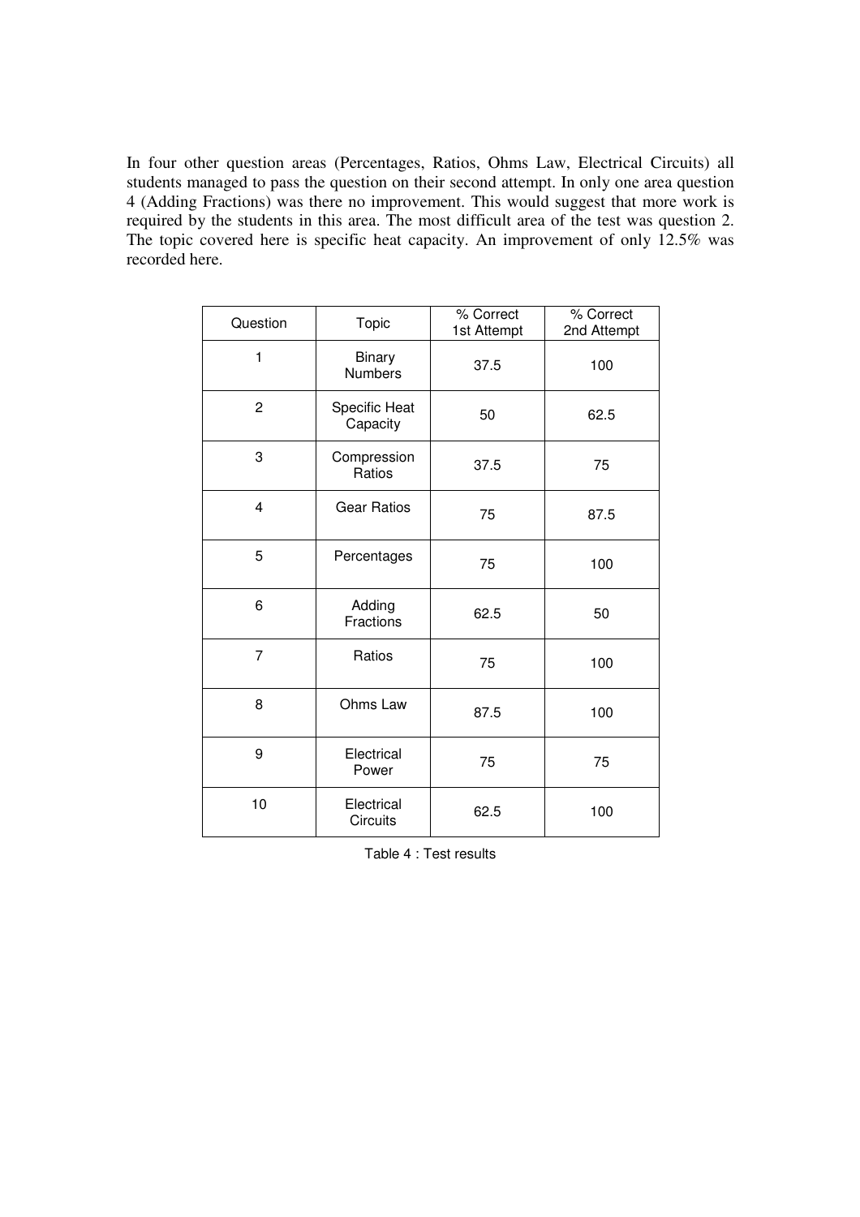In four other question areas (Percentages, Ratios, Ohms Law, Electrical Circuits) all students managed to pass the question on their second attempt. In only one area question 4 (Adding Fractions) was there no improvement. This would suggest that more work is required by the students in this area. The most difficult area of the test was question 2. The topic covered here is specific heat capacity. An improvement of only 12.5% was recorded here.

| Question | Topic | % Correct 1st Attempt | % Correct 2nd Attempt |
|---|---|---|---|
| 1 | Binary Numbers | 37.5 | 100 |
| 2 | Specific Heat Capacity | 50 | 62.5 |
| 3 | Compression Ratios | 37.5 | 75 |
| 4 | Gear Ratios | 75 | 87.5 |
| 5 | Percentages | 75 | 100 |
| 6 | Adding Fractions | 62.5 | 50 |
| 7 | Ratios | 75 | 100 |
| 8 | Ohms Law | 87.5 | 100 |
| 9 | Electrical Power | 75 | 75 |
| 10 | Electrical Circuits | 62.5 | 100 |

Table 4 : Test results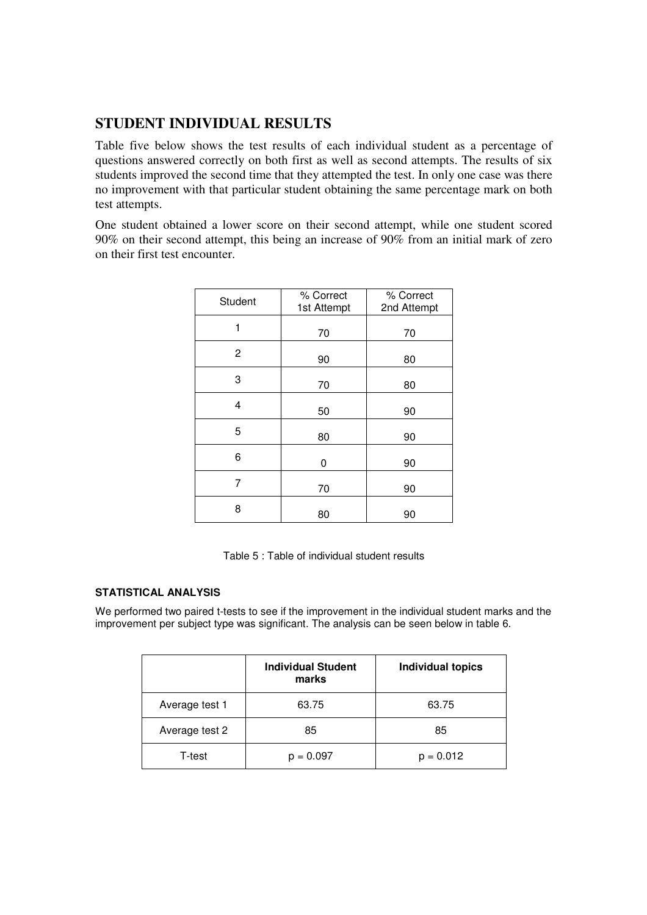## STUDENT INDIVIDUAL RESULTS

Table five below shows the test results of each individual student as a percentage of questions answered correctly on both first as well as second attempts. The results of six students improved the second time that they attempted the test. In only one case was there no improvement with that particular student obtaining the same percentage mark on both test attempts.

One student obtained a lower score on their second attempt, while one student scored 90% on their second attempt, this being an increase of 90% from an initial mark of zero on their first test encounter.

| Student | % Correct 1st Attempt | % Correct 2nd Attempt |
|---|---|---|
| 1 | 70 | 70 |
| 2 | 90 | 80 |
| 3 | 70 | 80 |
| 4 | 50 | 90 |
| 5 | 80 | 90 |
| 6 | 0 | 90 |
| 7 | 70 | 90 |
| 8 | 80 | 90 |

Table 5 : Table of individual student results

#### STATISTICAL ANALYSIS

We performed two paired t-tests to see if the improvement in the individual student marks and the improvement per subject type was significant. The analysis can be seen below in table 6.

| | Individual Student marks | Individual topics |
|---|---|---|
| Average test 1 | 63.75 | 63.75 |
| Average test 2 | 85 | 85 |
| T-test | $p = 0.097$ | $p = 0.012$ |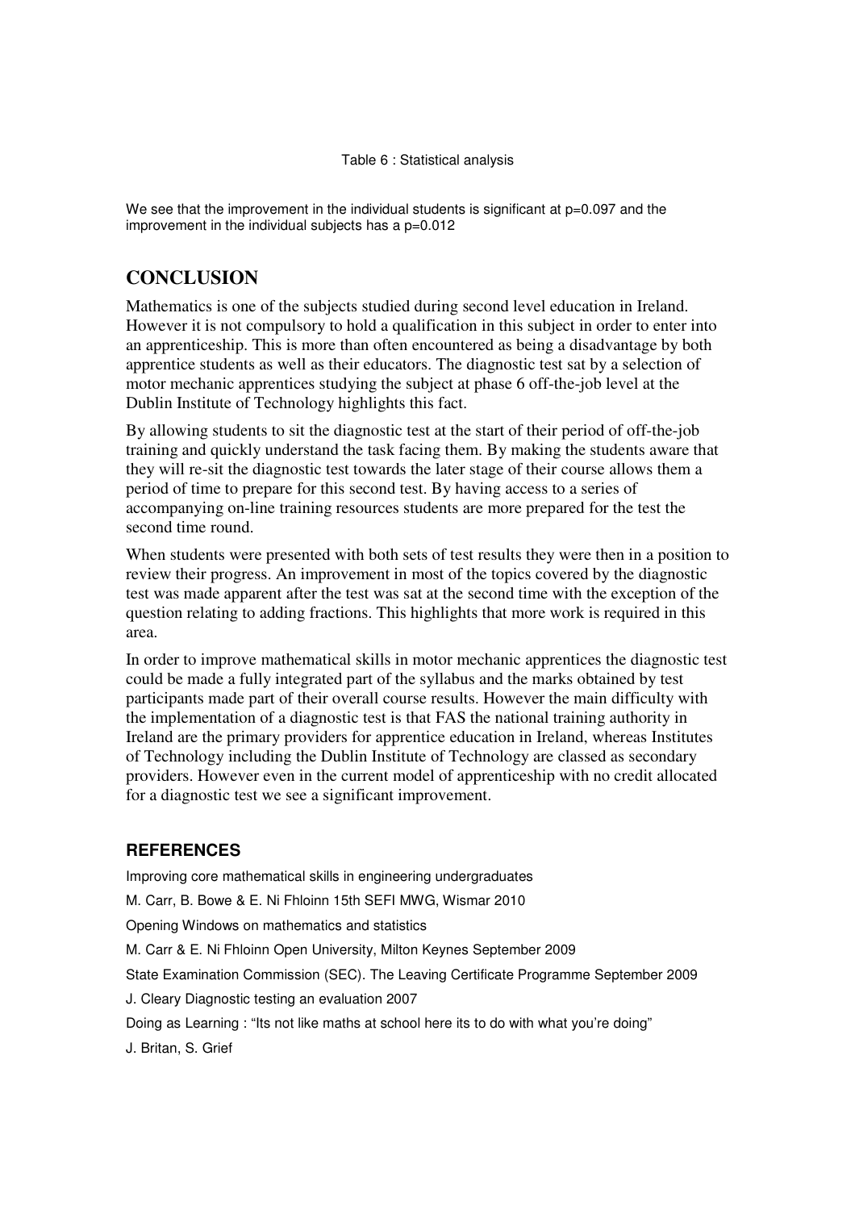Table 6 : Statistical analysis

We see that the improvement in the individual students is significant at $p=0.097$ and the improvement in the individual subjects has a $p=0.012$

## CONCLUSION

Mathematics is one of the subjects studied during second level education in Ireland. However it is not compulsory to hold a qualification in this subject in order to enter into an apprenticeship. This is more than often encountered as being a disadvantage by both apprentice students as well as their educators. The diagnostic test sat by a selection of motor mechanic apprentices studying the subject at phase 6 off-the-job level at the Dublin Institute of Technology highlights this fact.

By allowing students to sit the diagnostic test at the start of their period of off-the-job training and quickly understand the task facing them. By making the students aware that they will re-sit the diagnostic test towards the later stage of their course allows them a period of time to prepare for this second test. By having access to a series of accompanying on-line training resources students are more prepared for the test the second time round.

When students were presented with both sets of test results they were then in a position to review their progress. An improvement in most of the topics covered by the diagnostic test was made apparent after the test was sat at the second time with the exception of the question relating to adding fractions. This highlights that more work is required in this area.

In order to improve mathematical skills in motor mechanic apprentices the diagnostic test could be made a fully integrated part of the syllabus and the marks obtained by test participants made part of their overall course results. However the main difficulty with the implementation of a diagnostic test is that FAS the national training authority in Ireland are the primary providers for apprentice education in Ireland, whereas Institutes of Technology including the Dublin Institute of Technology are classed as secondary providers. However even in the current model of apprenticeship with no credit allocated for a diagnostic test we see a significant improvement.

## REFERENCES

Improving core mathematical skills in engineering undergraduates

M. Carr, B. Bowe & E. Ni Fhloinn 15th SEFI MWG, Wismar 2010

Opening Windows on mathematics and statistics

M. Carr & E. Ni Fhloinn Open University, Milton Keynes September 2009

State Examination Commission (SEC). The Leaving Certificate Programme September 2009

J. Cleary Diagnostic testing an evaluation 2007

Doing as Learning : "Its not like maths at school here its to do with what you're doing"

J. Britan, S. Grief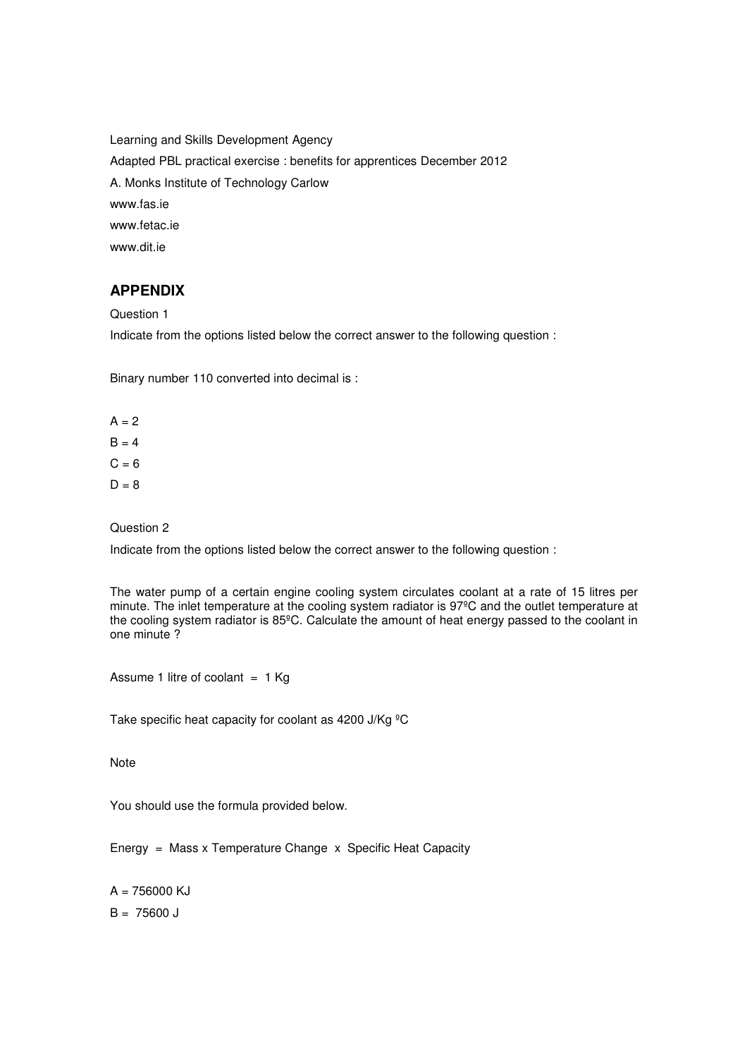Learning and Skills Development Agency

Adapted PBL practical exercise : benefits for apprentices December 2012

A. Monks Institute of Technology Carlow

www.fas.ie

www.fetac.ie

www.dit.ie

## APPENDIX

Question 1

Indicate from the options listed below the correct answer to the following question :

Binary number 110 converted into decimal is :

A = 2

B = 4

C = 6

D = 8

Question 2

Indicate from the options listed below the correct answer to the following question :

The water pump of a certain engine cooling system circulates coolant at a rate of 15 litres per minute. The inlet temperature at the cooling system radiator is 97ºC and the outlet temperature at the cooling system radiator is 85ºC. Calculate the amount of heat energy passed to the coolant in one minute ?

Assume 1 litre of coolant = 1 Kg

Take specific heat capacity for coolant as 4200 J/Kg ºC

Note

You should use the formula provided below.

Energy = Mass x Temperature Change x Specific Heat Capacity

A = 756000 KJ

B = 75600 J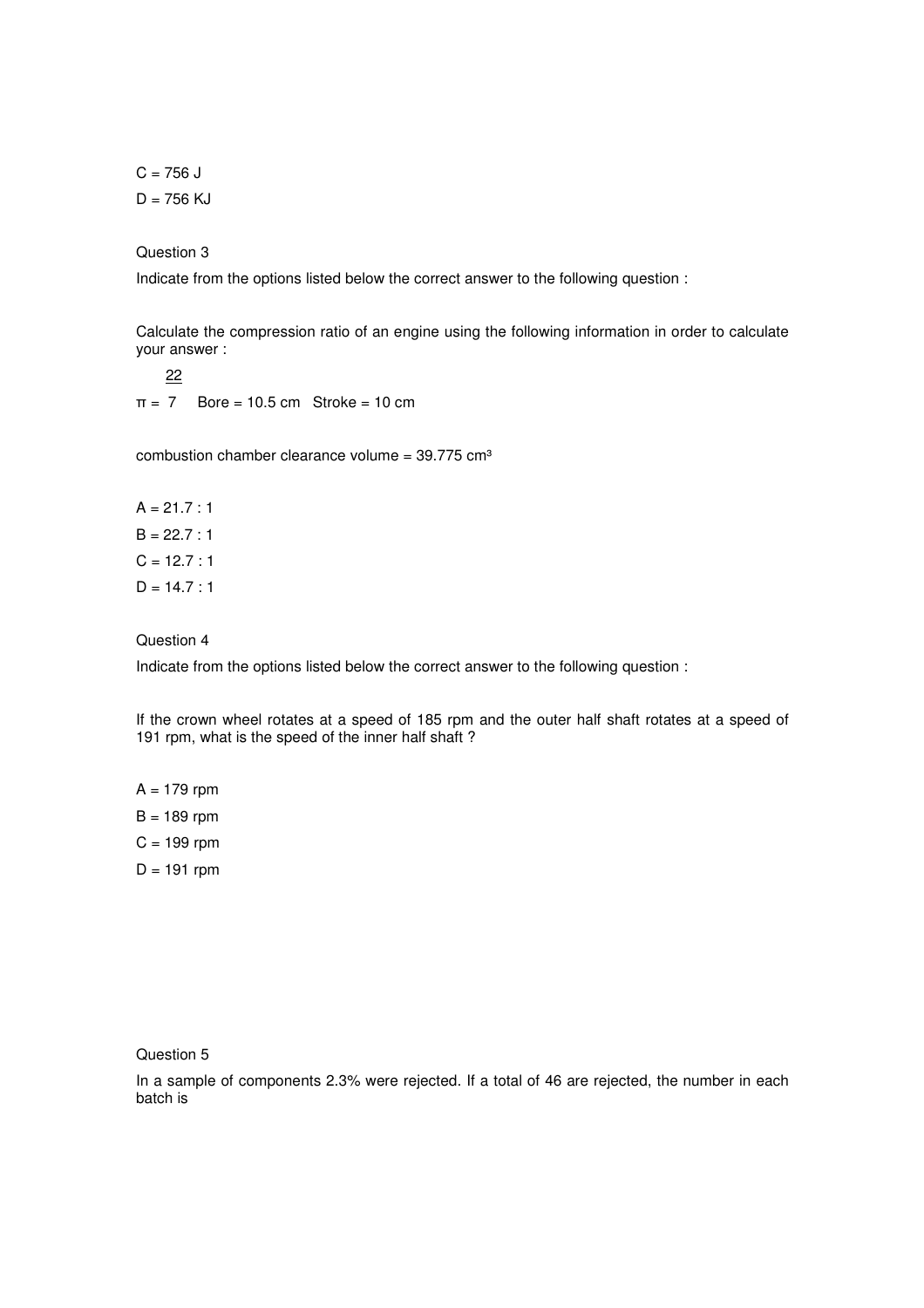C = 756 J

D = 756 KJ

Question 3

Indicate from the options listed below the correct answer to the following question :

Calculate the compression ratio of an engine using the following information in order to calculate your answer :

$\pi = \frac{22}{7}$ Bore = 10.5 cm Stroke = 10 cm

combustion chamber clearance volume = 39.775 $cm^3$

A = 21.7 : 1

B = 22.7 : 1

C = 12.7 : 1

D = 14.7 : 1

Question 4

Indicate from the options listed below the correct answer to the following question :

If the crown wheel rotates at a speed of 185 rpm and the outer half shaft rotates at a speed of 191 rpm, what is the speed of the inner half shaft ?

A = 179 rpm

B = 189 rpm

C = 199 rpm

D = 191 rpm

Question 5

In a sample of components 2.3% were rejected. If a total of 46 are rejected, the number in each batch is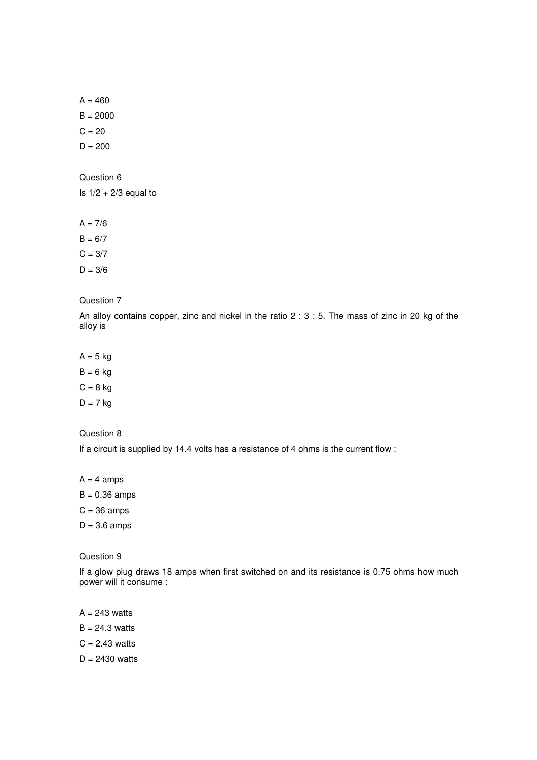A = 460

B = 2000

C = 20

D = 200

Question 6

Is 1/2 + 2/3 equal to

A = 7/6

B = 6/7

C = 3/7

D = 3/6

Question 7

An alloy contains copper, zinc and nickel in the ratio 2 : 3 : 5. The mass of zinc in 20 kg of the alloy is

A = 5 kg

B = 6 kg

C = 8 kg

D = 7 kg

Question 8

If a circuit is supplied by 14.4 volts has a resistance of 4 ohms is the current flow :

A = 4 amps

B = 0.36 amps

C = 36 amps

D = 3.6 amps

Question 9

If a glow plug draws 18 amps when first switched on and its resistance is 0.75 ohms how much power will it consume :

A = 243 watts

B = 24.3 watts

C = 2.43 watts

D = 2430 watts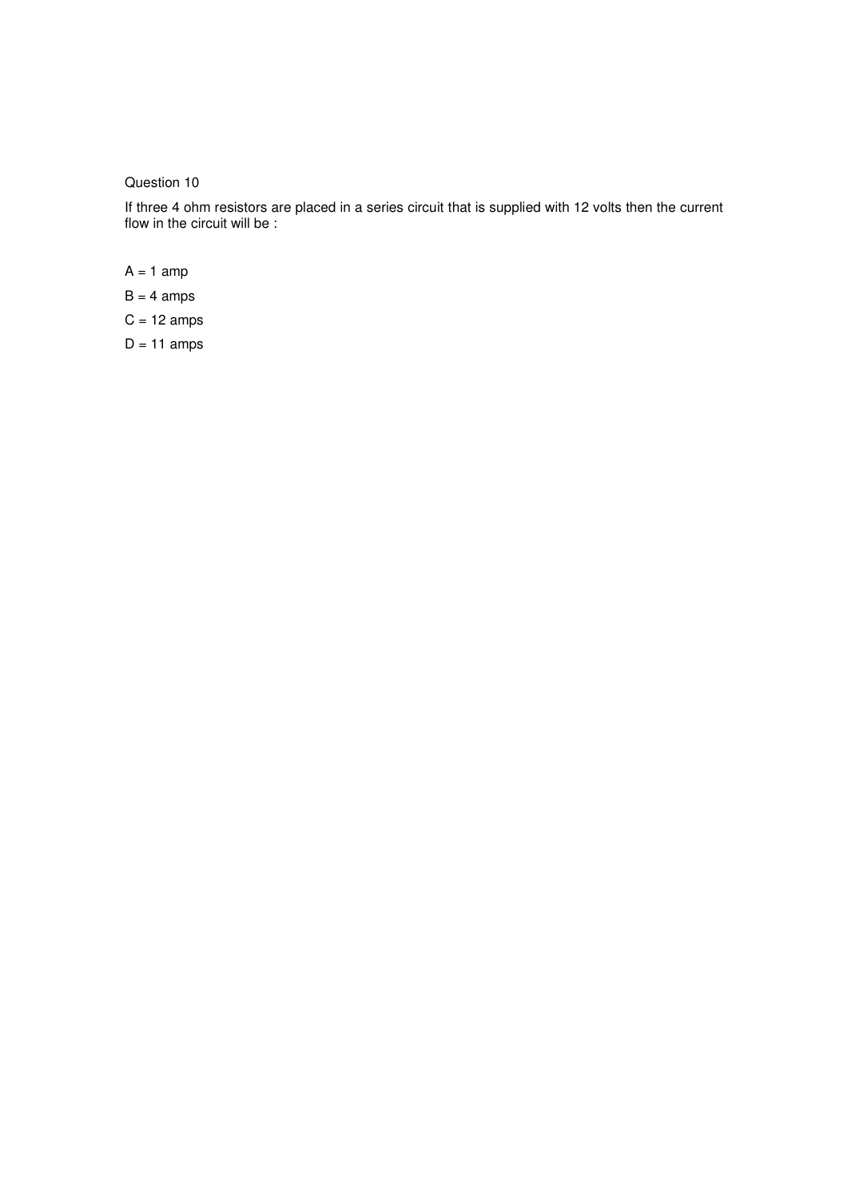Question 10

If three 4 ohm resistors are placed in a series circuit that is supplied with 12 volts then the current flow in the circuit will be :

A = 1 amp

B = 4 amps

C = 12 amps

D = 11 amps